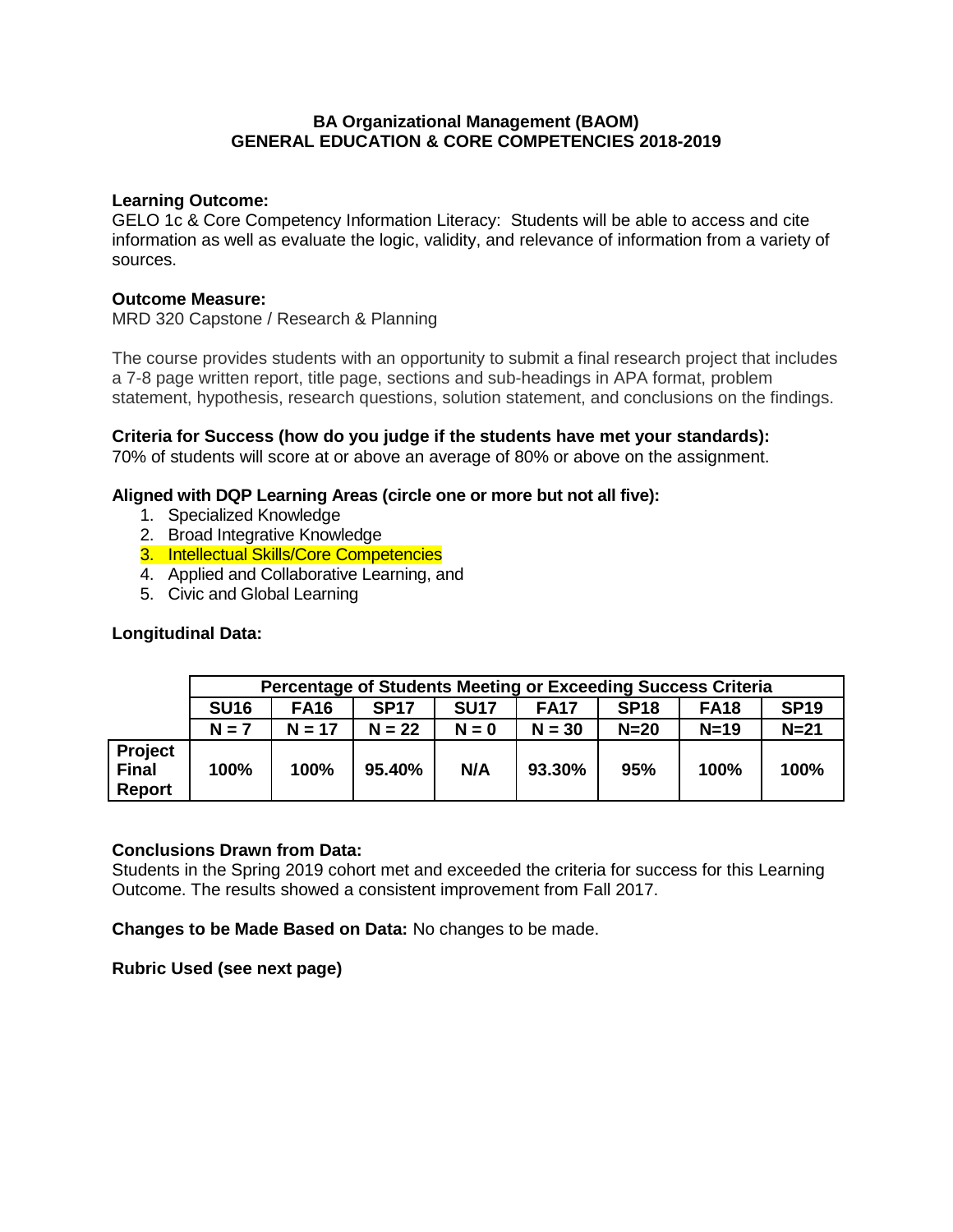**BA Organizational Management (BAOM)**
**GENERAL EDUCATION & CORE COMPETENCIES 2018-2019**

**Learning Outcome:**
GELO 1c & Core Competency Information Literacy: Students will be able to access and cite information as well as evaluate the logic, validity, and relevance of information from a variety of sources.

**Outcome Measure:**
MRD 320 Capstone / Research & Planning

The course provides students with an opportunity to submit a final research project that includes a 7-8 page written report, title page, sections and sub-headings in APA format, problem statement, hypothesis, research questions, solution statement, and conclusions on the findings.

**Criteria for Success (how do you judge if the students have met your standards):**
70% of students will score at or above an average of 80% or above on the assignment.

**Aligned with DQP Learning Areas (circle one or more but not all five):**

1. Specialized Knowledge
2. Broad Integrative Knowledge
3. Intellectual Skills/Core Competencies
4. Applied and Collaborative Learning, and
5. Civic and Global Learning

**Longitudinal Data:**

| | Percentage of Students Meeting or Exceeding Success Criteria | | | | | | | |
|---|---|---|---|---|---|---|---|---|
| | **SU16** | **FA16** | **SP17** | **SU17** | **FA17** | **SP18** | **FA18** | **SP19** |
| | **N = 7** | **N = 17** | **N = 22** | **N = 0** | **N = 30** | **N=20** | **N=19** | **N=21** |
| **Project Final Report** | **100%** | **100%** | **95.40%** | **N/A** | **93.30%** | **95%** | **100%** | **100%** |

**Conclusions Drawn from Data:**
Students in the Spring 2019 cohort met and exceeded the criteria for success for this Learning Outcome. The results showed a consistent improvement from Fall 2017.

**Changes to be Made Based on Data:** No changes to be made.

**Rubric Used (see next page)**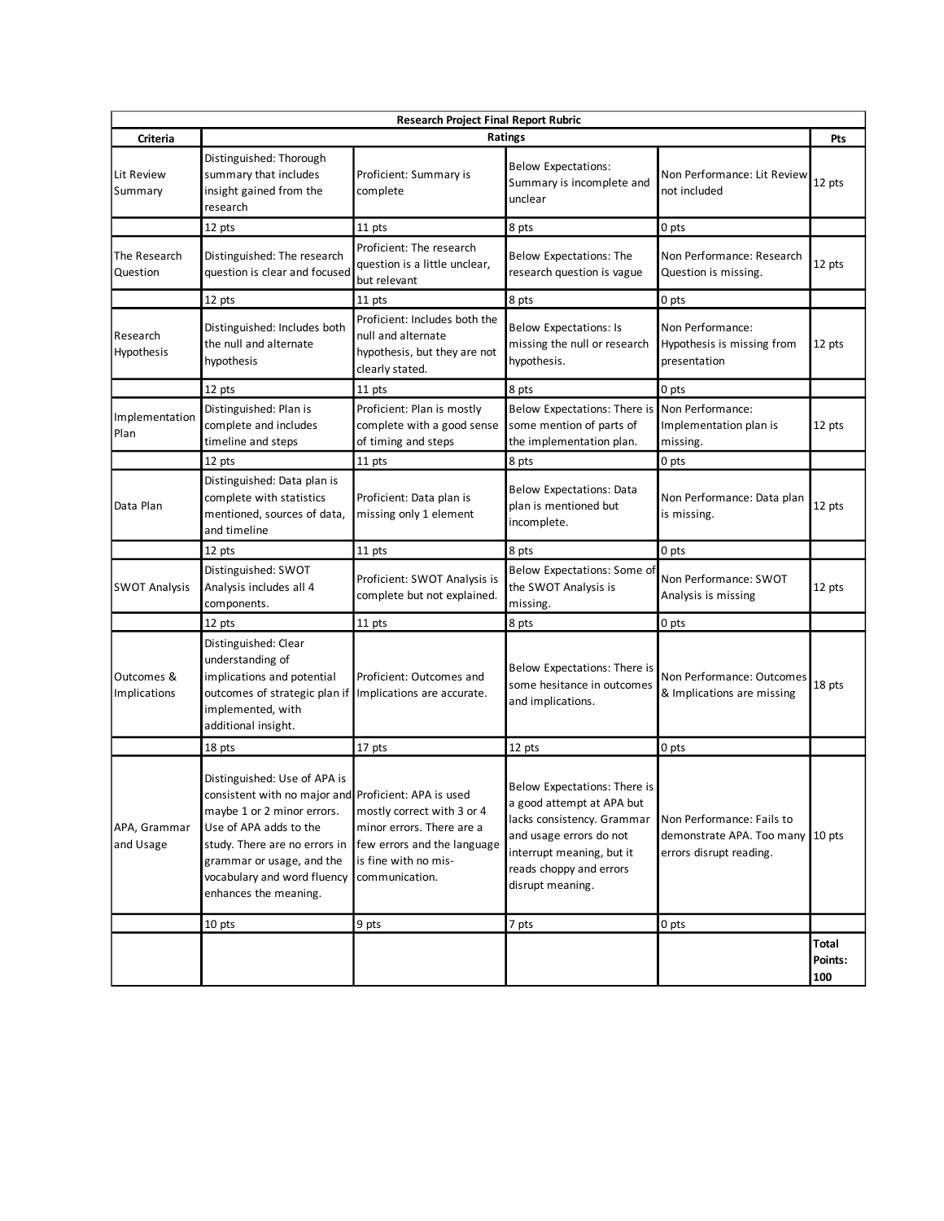| Research Project Final Report Rubric | | | | | |
|---|---|---|---|---|---|
| **Criteria** | **Ratings** | | | | **Pts** |
| Lit Review Summary | Distinguished: Thorough summary that includes insight gained from the research | Proficient: Summary is complete | Below Expectations: Summary is incomplete and unclear | Non Performance: Lit Review not included | 12 pts |
| | 12 pts | 11 pts | 8 pts | 0 pts | |
| The Research Question | Distinguished: The research question is clear and focused | Proficient: The research question is a little unclear, but relevant | Below Expectations: The research question is vague | Non Performance: Research Question is missing. | 12 pts |
| | 12 pts | 11 pts | 8 pts | 0 pts | |
| Research Hypothesis | Distinguished: Includes both the null and alternate hypothesis | Proficient: Includes both the null and alternate hypothesis, but they are not clearly stated. | Below Expectations: Is missing the null or research hypothesis. | Non Performance: Hypothesis is missing from presentation | 12 pts |
| | 12 pts | 11 pts | 8 pts | 0 pts | |
| Implementation Plan | Distinguished: Plan is complete and includes timeline and steps | Proficient: Plan is mostly complete with a good sense of timing and steps | Below Expectations: There is some mention of parts of the implementation plan. | Non Performance: Implementation plan is missing. | 12 pts |
| | 12 pts | 11 pts | 8 pts | 0 pts | |
| Data Plan | Distinguished: Data plan is complete with statistics mentioned, sources of data, and timeline | Proficient: Data plan is missing only 1 element | Below Expectations: Data plan is mentioned but incomplete. | Non Performance: Data plan is missing. | 12 pts |
| | 12 pts | 11 pts | 8 pts | 0 pts | |
| SWOT Analysis | Distinguished: SWOT Analysis includes all 4 components. | Proficient: SWOT Analysis is complete but not explained. | Below Expectations: Some of the SWOT Analysis is missing. | Non Performance: SWOT Analysis is missing | 12 pts |
| | 12 pts | 11 pts | 8 pts | 0 pts | |
| Outcomes & Implications | Distinguished: Clear understanding of implications and potential outcomes of strategic plan if implemented, with additional insight. | Proficient: Outcomes and Implications are accurate. | Below Expectations: There is some hesitance in outcomes and implications. | Non Performance: Outcomes & Implications are missing | 18 pts |
| | 18 pts | 17 pts | 12 pts | 0 pts | |
| APA, Grammar and Usage | Distinguished: Use of APA is consistent with no major and maybe 1 or 2 minor errors. Use of APA adds to the study. There are no errors in grammar or usage, and the vocabulary and word fluency enhances the meaning. | Proficient: APA is used mostly correct with 3 or 4 minor errors. There are a few errors and the language is fine with no mis-communication. | Below Expectations: There is a good attempt at APA but lacks consistency. Grammar and usage errors do not interrupt meaning, but it reads choppy and errors disrupt meaning. | Non Performance: Fails to demonstrate APA. Too many errors disrupt reading. | 10 pts |
| | 10 pts | 9 pts | 7 pts | 0 pts | |
| | | | | | **Total Points: 100** |